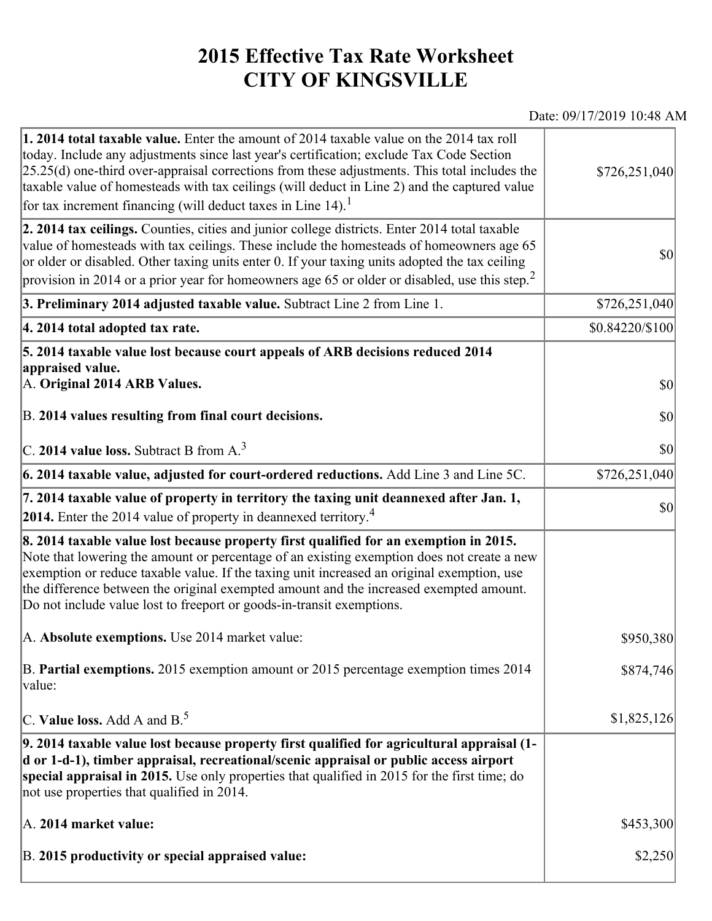# 2015 Effective Tax Rate Worksheet
# CITY OF KINGSVILLE

Date: 09/17/2019 10:48 AM

| | |
|---|---|
| **1. 2014 total taxable value.** Enter the amount of 2014 taxable value on the 2014 tax roll today. Include any adjustments since last year's certification; exclude Tax Code Section 25.25(d) one-third over-appraisal corrections from these adjustments. This total includes the taxable value of homesteads with tax ceilings (will deduct in Line 2) and the captured value for tax increment financing (will deduct taxes in Line 14).[1] | $726,251,040 |
| **2. 2014 tax ceilings.** Counties, cities and junior college districts. Enter 2014 total taxable value of homesteads with tax ceilings. These include the homesteads of homeowners age 65 or older or disabled. Other taxing units enter 0. If your taxing units adopted the tax ceiling provision in 2014 or a prior year for homeowners age 65 or older or disabled, use this step.[2] | $0 |
| **3. Preliminary 2014 adjusted taxable value.** Subtract Line 2 from Line 1. | $726,251,040 |
| **4. 2014 total adopted tax rate.** | $0.84220/$100 |
| **5. 2014 taxable value lost because court appeals of ARB decisions reduced 2014 appraised value.**<br>A. **Original 2014 ARB Values.**<br>B. **2014 values resulting from final court decisions.**<br>C. **2014 value loss.** Subtract B from A.[3] | <br><br>$0<br>$0<br>$0 |
| **6. 2014 taxable value, adjusted for court-ordered reductions.** Add Line 3 and Line 5C. | $726,251,040 |
| **7. 2014 taxable value of property in territory the taxing unit deannexed after Jan. 1, 2014.** Enter the 2014 value of property in deannexed territory.[4] | $0 |
| **8. 2014 taxable value lost because property first qualified for an exemption in 2015.** Note that lowering the amount or percentage of an existing exemption does not create a new exemption or reduce taxable value. If the taxing unit increased an original exemption, use the difference between the original exempted amount and the increased exempted amount. Do not include value lost to freeport or goods-in-transit exemptions.<br>A. **Absolute exemptions.** Use 2014 market value:<br>B. **Partial exemptions.** 2015 exemption amount or 2015 percentage exemption times 2014 value:<br>C. **Value loss.** Add A and B.[5] | <br><br><br><br><br>$950,380<br>$874,746<br>$1,825,126 |
| **9. 2014 taxable value lost because property first qualified for agricultural appraisal (1-d or 1-d-1), timber appraisal, recreational/scenic appraisal or public access airport special appraisal in 2015.** Use only properties that qualified in 2015 for the first time; do not use properties that qualified in 2014.<br>A. **2014 market value:**<br>B. **2015 productivity or special appraised value:** | <br><br><br><br>$453,300<br>$2,250 |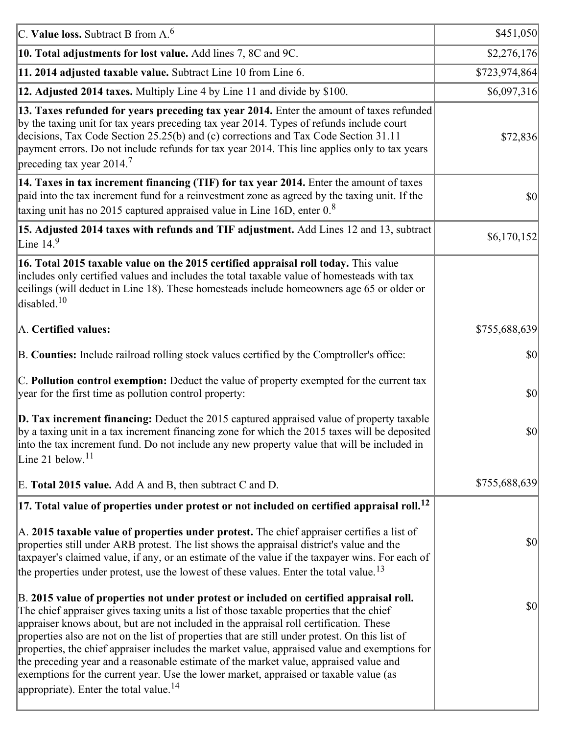| | |
|---|---|
| C. **Value loss.** Subtract B from A.[6] | $451,050 |
| **10. Total adjustments for lost value.** Add lines 7, 8C and 9C. | $2,276,176 |
| **11. 2014 adjusted taxable value.** Subtract Line 10 from Line 6. | $723,974,864 |
| **12. Adjusted 2014 taxes.** Multiply Line 4 by Line 11 and divide by $100. | $6,097,316 |
| **13. Taxes refunded for years preceding tax year 2014.** Enter the amount of taxes refunded by the taxing unit for tax years preceding tax year 2014. Types of refunds include court decisions, Tax Code Section 25.25(b) and (c) corrections and Tax Code Section 31.11 payment errors. Do not include refunds for tax year 2014. This line applies only to tax years preceding tax year 2014.[7] | $72,836 |
| **14. Taxes in tax increment financing (TIF) for tax year 2014.** Enter the amount of taxes paid into the tax increment fund for a reinvestment zone as agreed by the taxing unit. If the taxing unit has no 2015 captured appraised value in Line 16D, enter 0.[8] | $0 |
| **15. Adjusted 2014 taxes with refunds and TIF adjustment.** Add Lines 12 and 13, subtract Line 14.[9] | $6,170,152 |
| **16. Total 2015 taxable value on the 2015 certified appraisal roll today.** This value includes only certified values and includes the total taxable value of homesteads with tax ceilings (will deduct in Line 18). These homesteads include homeowners age 65 or older or disabled.[10] | |
| A. **Certified values:** | $755,688,639 |
| B. **Counties:** Include railroad rolling stock values certified by the Comptroller's office: | $0 |
| C. **Pollution control exemption:** Deduct the value of property exempted for the current tax year for the first time as pollution control property: | $0 |
| **D. Tax increment financing:** Deduct the 2015 captured appraised value of property taxable by a taxing unit in a tax increment financing zone for which the 2015 taxes will be deposited into the tax increment fund. Do not include any new property value that will be included in Line 21 below.[11] | $0 |
| E. **Total 2015 value.** Add A and B, then subtract C and D. | $755,688,639 |
| **17. Total value of properties under protest or not included on certified appraisal roll.[12]** | |
| A. **2015 taxable value of properties under protest.** The chief appraiser certifies a list of properties still under ARB protest. The list shows the appraisal district's value and the taxpayer's claimed value, if any, or an estimate of the value if the taxpayer wins. For each of the properties under protest, use the lowest of these values. Enter the total value.[13] | $0 |
| B. **2015 value of properties not under protest or included on certified appraisal roll.** The chief appraiser gives taxing units a list of those taxable properties that the chief appraiser knows about, but are not included in the appraisal roll certification. These properties also are not on the list of properties that are still under protest. On this list of properties, the chief appraiser includes the market value, appraised value and exemptions for the preceding year and a reasonable estimate of the market value, appraised value and exemptions for the current year. Use the lower market, appraised or taxable value (as appropriate). Enter the total value.[14] | $0 |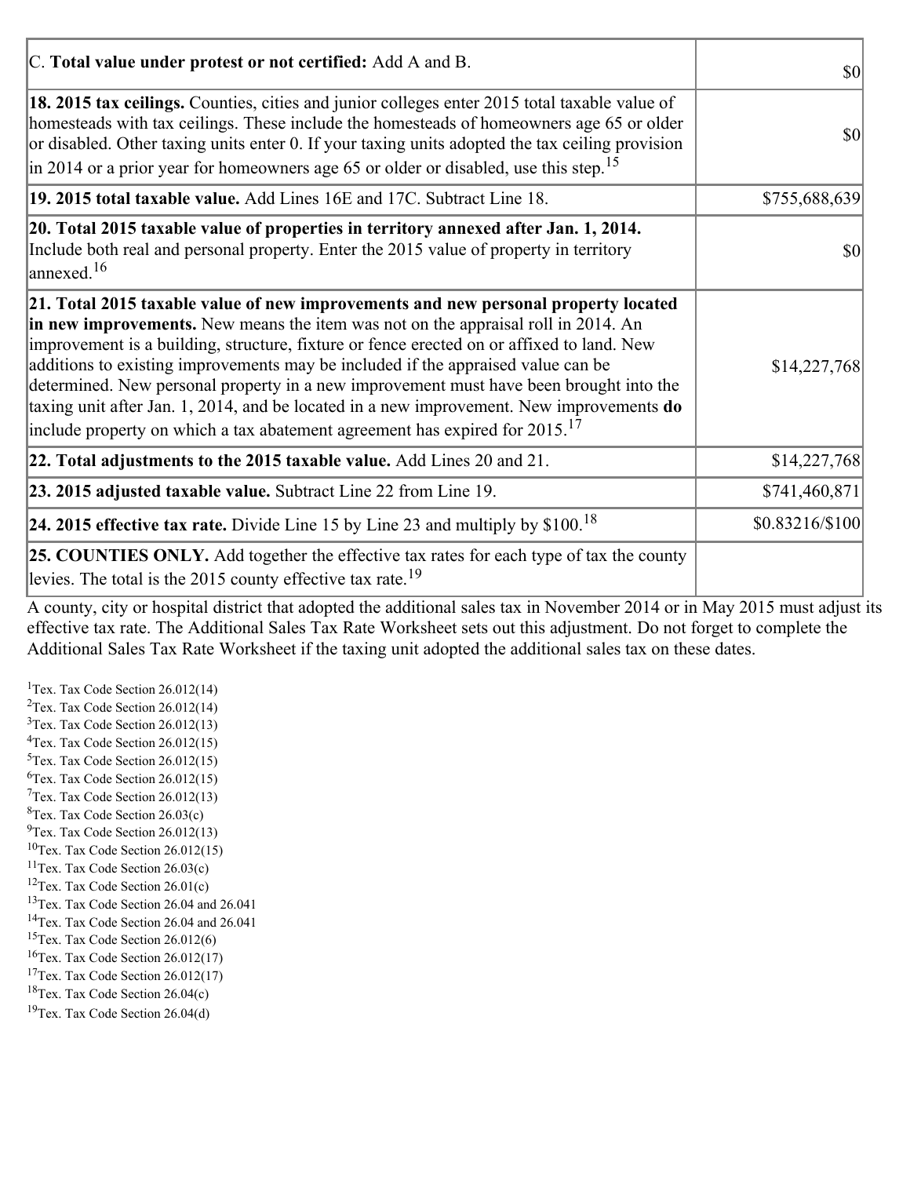| | |
|---|---|
| C. **Total value under protest or not certified:** Add A and B. | $0 |
| **18. 2015 tax ceilings.** Counties, cities and junior colleges enter 2015 total taxable value of homesteads with tax ceilings. These include the homesteads of homeowners age 65 or older or disabled. Other taxing units enter 0. If your taxing units adopted the tax ceiling provision in 2014 or a prior year for homeowners age 65 or older or disabled, use this step.[15] | $0 |
| **19. 2015 total taxable value.** Add Lines 16E and 17C. Subtract Line 18. | $755,688,639 |
| **20. Total 2015 taxable value of properties in territory annexed after Jan. 1, 2014.** Include both real and personal property. Enter the 2015 value of property in territory annexed.[16] | $0 |
| **21. Total 2015 taxable value of new improvements and new personal property located in new improvements.** New means the item was not on the appraisal roll in 2014. An improvement is a building, structure, fixture or fence erected on or affixed to land. New additions to existing improvements may be included if the appraised value can be determined. New personal property in a new improvement must have been brought into the taxing unit after Jan. 1, 2014, and be located in a new improvement. New improvements **do** include property on which a tax abatement agreement has expired for 2015.[17] | $14,227,768 |
| **22. Total adjustments to the 2015 taxable value.** Add Lines 20 and 21. | $14,227,768 |
| **23. 2015 adjusted taxable value.** Subtract Line 22 from Line 19. | $741,460,871 |
| **24. 2015 effective tax rate.** Divide Line 15 by Line 23 and multiply by $100.[18] | $0.83216/$100 |
| **25. COUNTIES ONLY.** Add together the effective tax rates for each type of tax the county levies. The total is the 2015 county effective tax rate.[19] | |

A county, city or hospital district that adopted the additional sales tax in November 2014 or in May 2015 must adjust its effective tax rate. The Additional Sales Tax Rate Worksheet sets out this adjustment. Do not forget to complete the Additional Sales Tax Rate Worksheet if the taxing unit adopted the additional sales tax on these dates.

[1]Tex. Tax Code Section 26.012(14)
[2]Tex. Tax Code Section 26.012(14)
[3]Tex. Tax Code Section 26.012(13)
[4]Tex. Tax Code Section 26.012(15)
[5]Tex. Tax Code Section 26.012(15)
[6]Tex. Tax Code Section 26.012(15)
[7]Tex. Tax Code Section 26.012(13)
[8]Tex. Tax Code Section 26.03(c)
[9]Tex. Tax Code Section 26.012(13)
[10]Tex. Tax Code Section 26.012(15)
[11]Tex. Tax Code Section 26.03(c)
[12]Tex. Tax Code Section 26.01(c)
[13]Tex. Tax Code Section 26.04 and 26.041
[14]Tex. Tax Code Section 26.04 and 26.041
[15]Tex. Tax Code Section 26.012(6)
[16]Tex. Tax Code Section 26.012(17)
[17]Tex. Tax Code Section 26.012(17)
[18]Tex. Tax Code Section 26.04(c)
[19]Tex. Tax Code Section 26.04(d)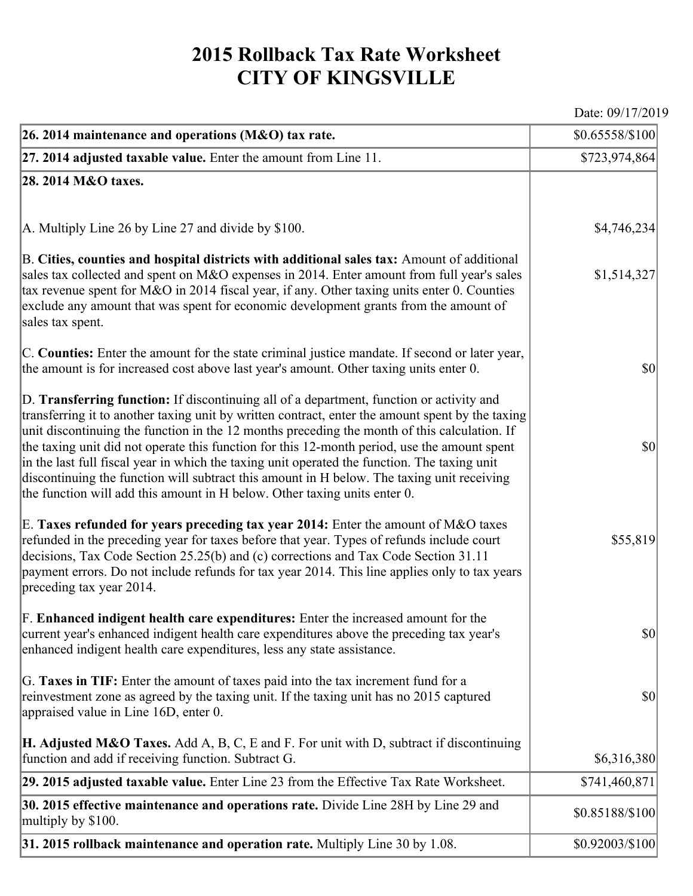# 2015 Rollback Tax Rate Worksheet
# CITY OF KINGSVILLE

Date: 09/17/2019

| | |
|---|---|
| **26. 2014 maintenance and operations (M&O) tax rate.** | $0.65558/$100 |
| **27. 2014 adjusted taxable value.** Enter the amount from Line 11. | $723,974,864 |
| **28. 2014 M&O taxes.** | |
| A. Multiply Line 26 by Line 27 and divide by $100. | $4,746,234 |
| B. **Cities, counties and hospital districts with additional sales tax:** Amount of additional sales tax collected and spent on M&O expenses in 2014. Enter amount from full year's sales tax revenue spent for M&O in 2014 fiscal year, if any. Other taxing units enter 0. Counties exclude any amount that was spent for economic development grants from the amount of sales tax spent. | $1,514,327 |
| C. **Counties:** Enter the amount for the state criminal justice mandate. If second or later year, the amount is for increased cost above last year's amount. Other taxing units enter 0. | $0 |
| D. **Transferring function:** If discontinuing all of a department, function or activity and transferring it to another taxing unit by written contract, enter the amount spent by the taxing unit discontinuing the function in the 12 months preceding the month of this calculation. If the taxing unit did not operate this function for this 12-month period, use the amount spent in the last full fiscal year in which the taxing unit operated the function. The taxing unit discontinuing the function will subtract this amount in H below. The taxing unit receiving the function will add this amount in H below. Other taxing units enter 0. | $0 |
| E. **Taxes refunded for years preceding tax year 2014:** Enter the amount of M&O taxes refunded in the preceding year for taxes before that year. Types of refunds include court decisions, Tax Code Section 25.25(b) and (c) corrections and Tax Code Section 31.11 payment errors. Do not include refunds for tax year 2014. This line applies only to tax years preceding tax year 2014. | $55,819 |
| F. **Enhanced indigent health care expenditures:** Enter the increased amount for the current year's enhanced indigent health care expenditures above the preceding tax year's enhanced indigent health care expenditures, less any state assistance. | $0 |
| G. **Taxes in TIF:** Enter the amount of taxes paid into the tax increment fund for a reinvestment zone as agreed by the taxing unit. If the taxing unit has no 2015 captured appraised value in Line 16D, enter 0. | $0 |
| **H. Adjusted M&O Taxes.** Add A, B, C, E and F. For unit with D, subtract if discontinuing function and add if receiving function. Subtract G. | $6,316,380 |
| **29. 2015 adjusted taxable value.** Enter Line 23 from the Effective Tax Rate Worksheet. | $741,460,871 |
| **30. 2015 effective maintenance and operations rate.** Divide Line 28H by Line 29 and multiply by $100. | $0.85188/$100 |
| **31. 2015 rollback maintenance and operation rate.** Multiply Line 30 by 1.08. | $0.92003/$100 |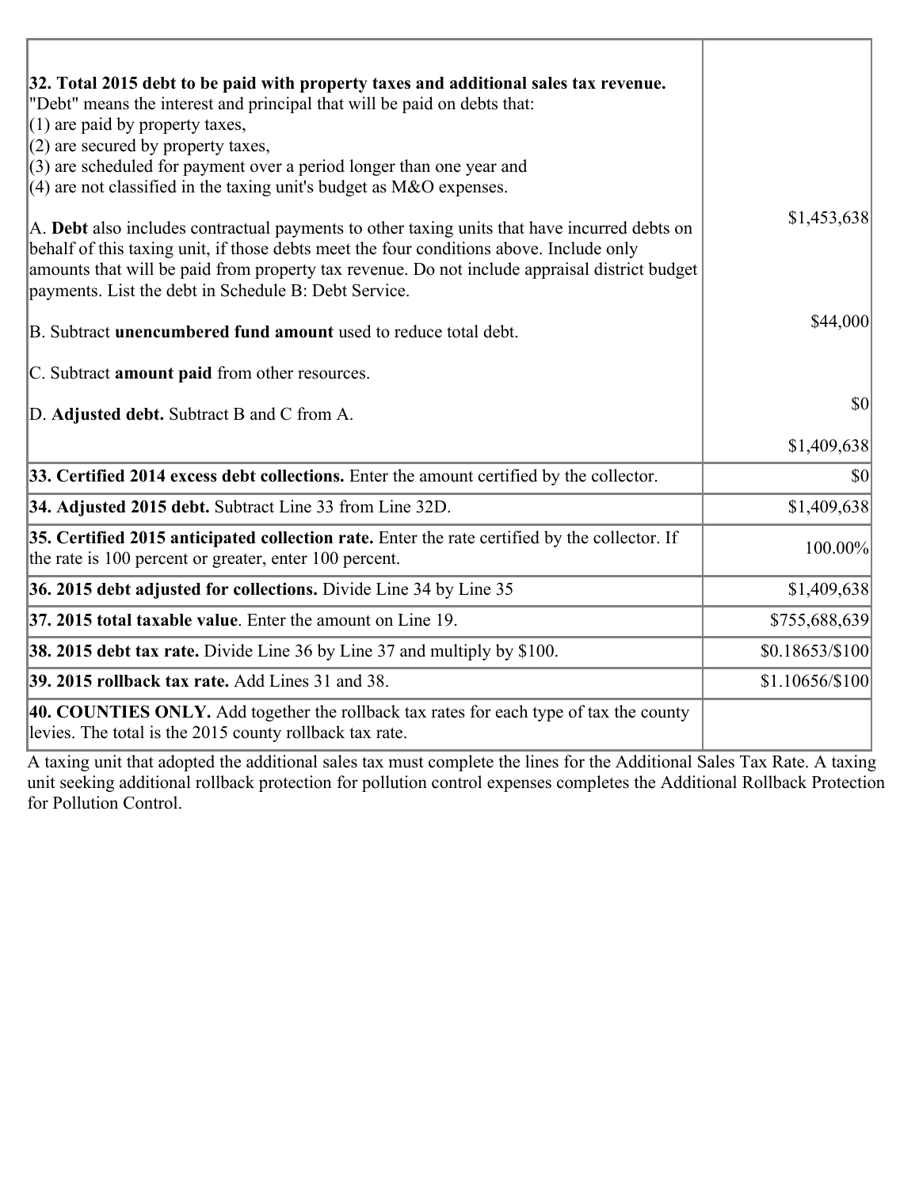| | |
|---|---|
| **32. Total 2015 debt to be paid with property taxes and additional sales tax revenue.**<br>"Debt" means the interest and principal that will be paid on debts that:<br>(1) are paid by property taxes,<br>(2) are secured by property taxes,<br>(3) are scheduled for payment over a period longer than one year and<br>(4) are not classified in the taxing unit's budget as M&O expenses.<br><br>A. **Debt** also includes contractual payments to other taxing units that have incurred debts on behalf of this taxing unit, if those debts meet the four conditions above. Include only amounts that will be paid from property tax revenue. Do not include appraisal district budget payments. List the debt in Schedule B: Debt Service.<br><br>B. Subtract **unencumbered fund amount** used to reduce total debt.<br><br>C. Subtract **amount paid** from other resources.<br><br>D. **Adjusted debt.** Subtract B and C from A. | $1,453,638<br><br>$44,000<br><br>$0<br><br>$1,409,638 |
| **33. Certified 2014 excess debt collections.** Enter the amount certified by the collector. | $0 |
| **34. Adjusted 2015 debt.** Subtract Line 33 from Line 32D. | $1,409,638 |
| **35. Certified 2015 anticipated collection rate.** Enter the rate certified by the collector. If the rate is 100 percent or greater, enter 100 percent. | 100.00% |
| **36. 2015 debt adjusted for collections.** Divide Line 34 by Line 35 | $1,409,638 |
| **37. 2015 total taxable value**. Enter the amount on Line 19. | $755,688,639 |
| **38. 2015 debt tax rate.** Divide Line 36 by Line 37 and multiply by $100. | $0.18653/$100 |
| **39. 2015 rollback tax rate.** Add Lines 31 and 38. | $1.10656/$100 |
| **40. COUNTIES ONLY.** Add together the rollback tax rates for each type of tax the county levies. The total is the 2015 county rollback tax rate. | |

A taxing unit that adopted the additional sales tax must complete the lines for the Additional Sales Tax Rate. A taxing unit seeking additional rollback protection for pollution control expenses completes the Additional Rollback Protection for Pollution Control.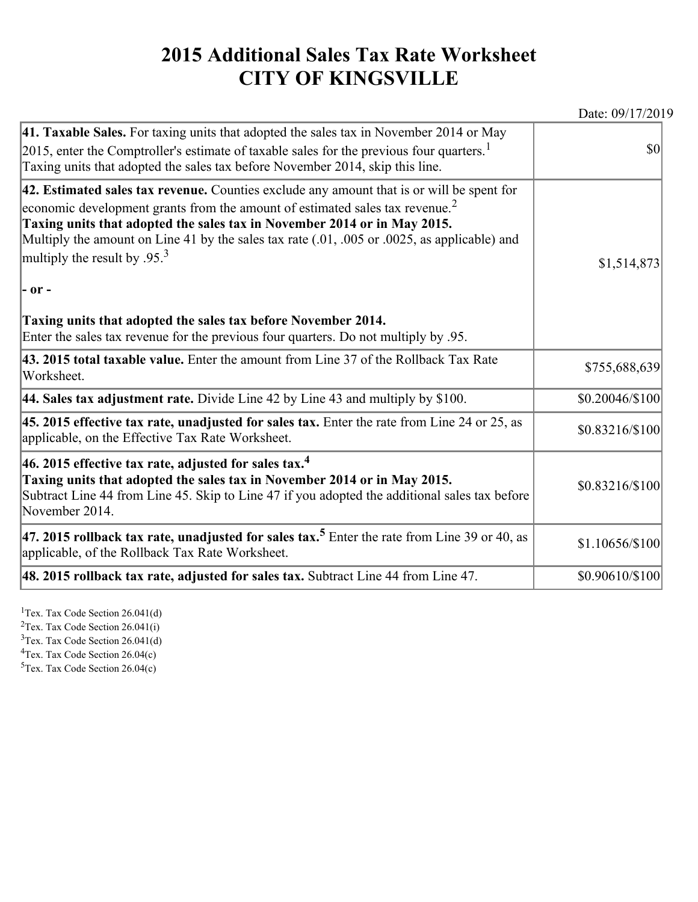# 2015 Additional Sales Tax Rate Worksheet
# CITY OF KINGSVILLE

Date: 09/17/2019

| | |
|---|---|
| **41. Taxable Sales.** For taxing units that adopted the sales tax in November 2014 or May 2015, enter the Comptroller's estimate of taxable sales for the previous four quarters.[1] Taxing units that adopted the sales tax before November 2014, skip this line. | $0 |
| **42. Estimated sales tax revenue.** Counties exclude any amount that is or will be spent for economic development grants from the amount of estimated sales tax revenue.[2] **Taxing units that adopted the sales tax in November 2014 or in May 2015.** Multiply the amount on Line 41 by the sales tax rate (.01, .005 or .0025, as applicable) and multiply the result by .95.[3] **- or -** **Taxing units that adopted the sales tax before November 2014.** Enter the sales tax revenue for the previous four quarters. Do not multiply by .95. | $1,514,873 |
| **43. 2015 total taxable value.** Enter the amount from Line 37 of the Rollback Tax Rate Worksheet. | $755,688,639 |
| **44. Sales tax adjustment rate.** Divide Line 42 by Line 43 and multiply by $100. | $0.20046/$100 |
| **45. 2015 effective tax rate, unadjusted for sales tax.** Enter the rate from Line 24 or 25, as applicable, on the Effective Tax Rate Worksheet. | $0.83216/$100 |
| **46. 2015 effective tax rate, adjusted for sales tax.[4]** **Taxing units that adopted the sales tax in November 2014 or in May 2015.** Subtract Line 44 from Line 45. Skip to Line 47 if you adopted the additional sales tax before November 2014. | $0.83216/$100 |
| **47. 2015 rollback tax rate, unadjusted for sales tax.[5]** Enter the rate from Line 39 or 40, as applicable, of the Rollback Tax Rate Worksheet. | $1.10656/$100 |
| **48. 2015 rollback tax rate, adjusted for sales tax.** Subtract Line 44 from Line 47. | $0.90610/$100 |

[1]Tex. Tax Code Section 26.041(d)
[2]Tex. Tax Code Section 26.041(i)
[3]Tex. Tax Code Section 26.041(d)
[4]Tex. Tax Code Section 26.04(c)
[5]Tex. Tax Code Section 26.04(c)